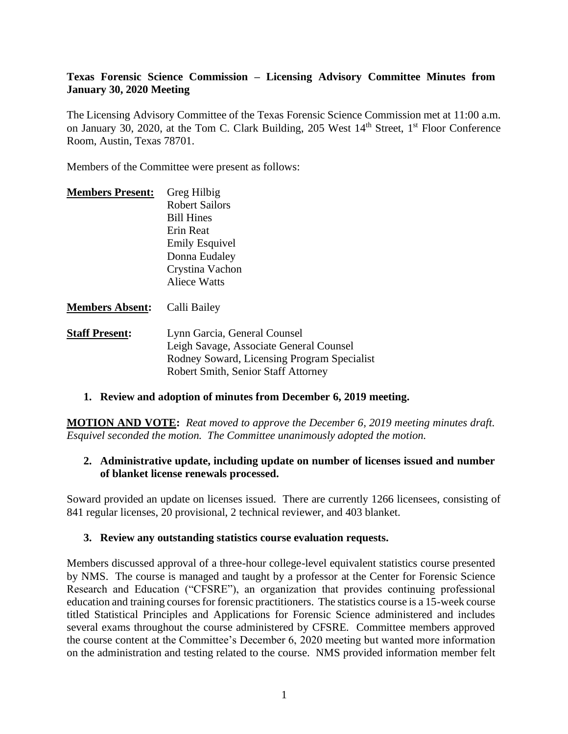**Texas Forensic Science Commission – Licensing Advisory Committee Minutes from January 30, 2020 Meeting**

The Licensing Advisory Committee of the Texas Forensic Science Commission met at 11:00 a.m. on January 30, 2020, at the Tom C. Clark Building, 205 West 14th Street, 1st Floor Conference Room, Austin, Texas 78701.

Members of the Committee were present as follows:

**Members Present:** Greg Hilbig
Robert Sailors
Bill Hines
Erin Reat
Emily Esquivel
Donna Eudaley
Crystina Vachon
Aliece Watts

**Members Absent:** Calli Bailey

**Staff Present:** Lynn Garcia, General Counsel
Leigh Savage, Associate General Counsel
Rodney Soward, Licensing Program Specialist
Robert Smith, Senior Staff Attorney

**1. Review and adoption of minutes from December 6, 2019 meeting.**

**MOTION AND VOTE:** *Reat moved to approve the December 6, 2019 meeting minutes draft. Esquivel seconded the motion. The Committee unanimously adopted the motion.*

**2. Administrative update, including update on number of licenses issued and number of blanket license renewals processed.**

Soward provided an update on licenses issued. There are currently 1266 licensees, consisting of 841 regular licenses, 20 provisional, 2 technical reviewer, and 403 blanket.

**3. Review any outstanding statistics course evaluation requests.**

Members discussed approval of a three-hour college-level equivalent statistics course presented by NMS. The course is managed and taught by a professor at the Center for Forensic Science Research and Education ("CFSRE"), an organization that provides continuing professional education and training courses for forensic practitioners. The statistics course is a 15-week course titled Statistical Principles and Applications for Forensic Science administered and includes several exams throughout the course administered by CFSRE. Committee members approved the course content at the Committee's December 6, 2020 meeting but wanted more information on the administration and testing related to the course. NMS provided information member felt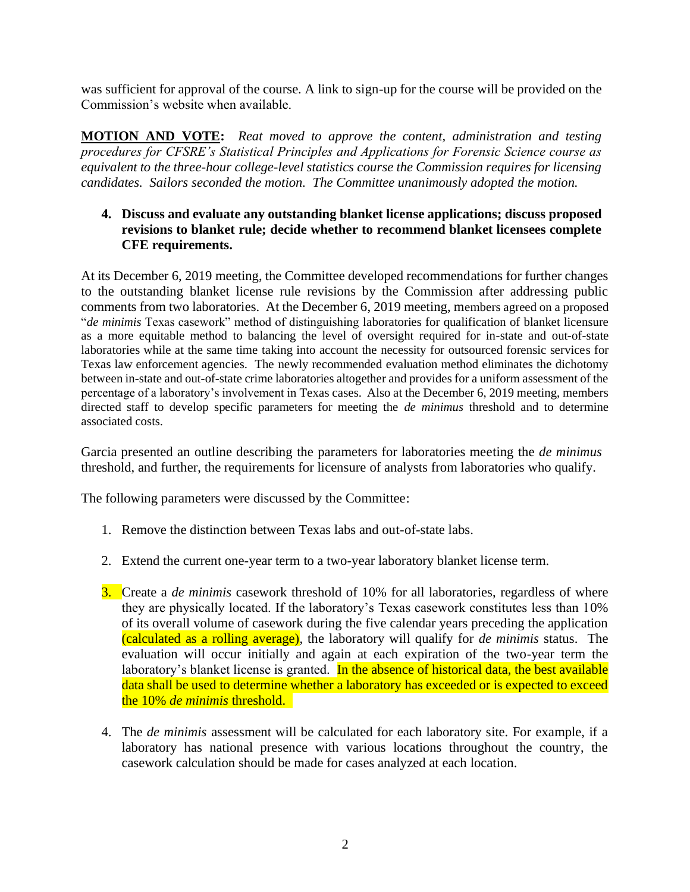was sufficient for approval of the course. A link to sign-up for the course will be provided on the Commission's website when available.

**MOTION AND VOTE:** *Reat moved to approve the content, administration and testing procedures for CFSRE's Statistical Principles and Applications for Forensic Science course as equivalent to the three-hour college-level statistics course the Commission requires for licensing candidates. Sailors seconded the motion. The Committee unanimously adopted the motion.*

**4. Discuss and evaluate any outstanding blanket license applications; discuss proposed revisions to blanket rule; decide whether to recommend blanket licensees complete CFE requirements.**

At its December 6, 2019 meeting, the Committee developed recommendations for further changes to the outstanding blanket license rule revisions by the Commission after addressing public comments from two laboratories. At the December 6, 2019 meeting, members agreed on a proposed "*de minimis* Texas casework" method of distinguishing laboratories for qualification of blanket licensure as a more equitable method to balancing the level of oversight required for in-state and out-of-state laboratories while at the same time taking into account the necessity for outsourced forensic services for Texas law enforcement agencies. The newly recommended evaluation method eliminates the dichotomy between in-state and out-of-state crime laboratories altogether and provides for a uniform assessment of the percentage of a laboratory's involvement in Texas cases. Also at the December 6, 2019 meeting, members directed staff to develop specific parameters for meeting the *de minimus* threshold and to determine associated costs.

Garcia presented an outline describing the parameters for laboratories meeting the *de minimus* threshold, and further, the requirements for licensure of analysts from laboratories who qualify.

The following parameters were discussed by the Committee:

1. Remove the distinction between Texas labs and out-of-state labs.

2. Extend the current one-year term to a two-year laboratory blanket license term.

3. Create a *de minimis* casework threshold of 10% for all laboratories, regardless of where they are physically located. If the laboratory's Texas casework constitutes less than 10% of its overall volume of casework during the five calendar years preceding the application (calculated as a rolling average), the laboratory will qualify for *de minimis* status. The evaluation will occur initially and again at each expiration of the two-year term the laboratory's blanket license is granted. In the absence of historical data, the best available data shall be used to determine whether a laboratory has exceeded or is expected to exceed the 10% *de minimis* threshold.

4. The *de minimis* assessment will be calculated for each laboratory site. For example, if a laboratory has national presence with various locations throughout the country, the casework calculation should be made for cases analyzed at each location.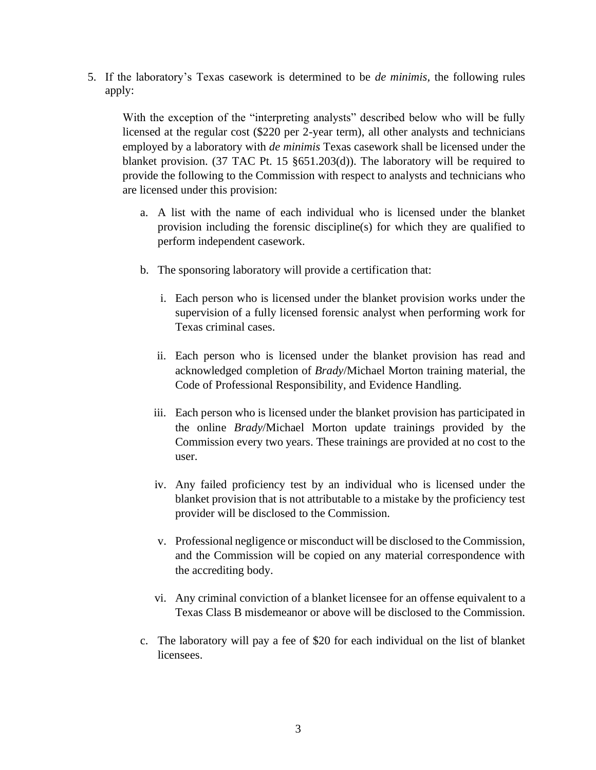5. If the laboratory's Texas casework is determined to be *de minimis*, the following rules apply:

   With the exception of the "interpreting analysts" described below who will be fully licensed at the regular cost ($220 per 2-year term), all other analysts and technicians employed by a laboratory with *de minimis* Texas casework shall be licensed under the blanket provision. (37 TAC Pt. 15 §651.203(d)). The laboratory will be required to provide the following to the Commission with respect to analysts and technicians who are licensed under this provision:

   a. A list with the name of each individual who is licensed under the blanket provision including the forensic discipline(s) for which they are qualified to perform independent casework.

   b. The sponsoring laboratory will provide a certification that:

      i. Each person who is licensed under the blanket provision works under the supervision of a fully licensed forensic analyst when performing work for Texas criminal cases.

      ii. Each person who is licensed under the blanket provision has read and acknowledged completion of *Brady*/Michael Morton training material, the Code of Professional Responsibility, and Evidence Handling.

      iii. Each person who is licensed under the blanket provision has participated in the online *Brady*/Michael Morton update trainings provided by the Commission every two years. These trainings are provided at no cost to the user.

      iv. Any failed proficiency test by an individual who is licensed under the blanket provision that is not attributable to a mistake by the proficiency test provider will be disclosed to the Commission.

      v. Professional negligence or misconduct will be disclosed to the Commission, and the Commission will be copied on any material correspondence with the accrediting body.

      vi. Any criminal conviction of a blanket licensee for an offense equivalent to a Texas Class B misdemeanor or above will be disclosed to the Commission.

   c. The laboratory will pay a fee of $20 for each individual on the list of blanket licensees.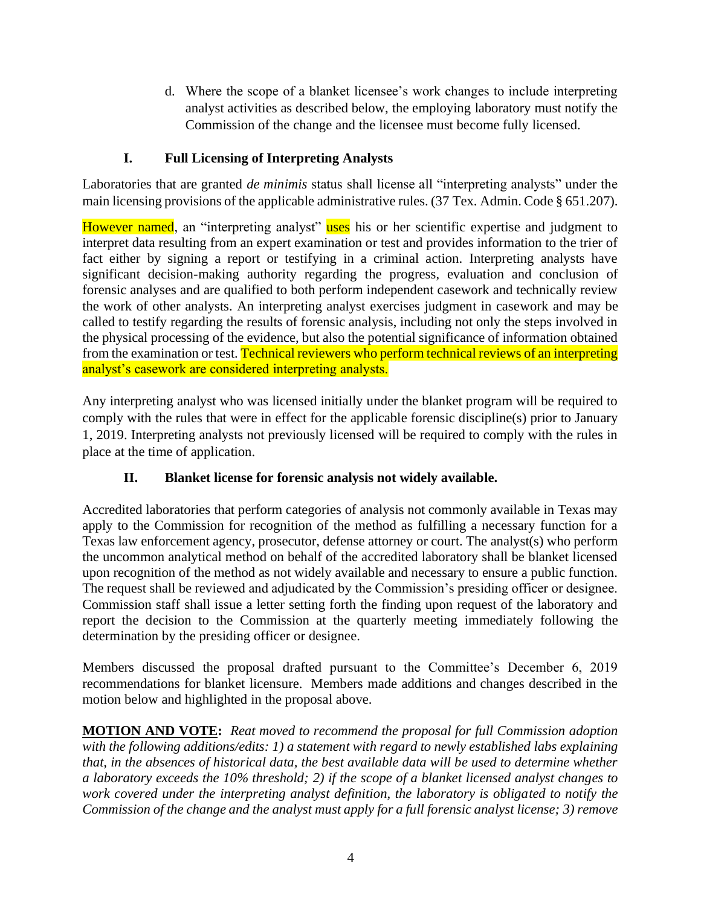d. Where the scope of a blanket licensee's work changes to include interpreting analyst activities as described below, the employing laboratory must notify the Commission of the change and the licensee must become fully licensed.

## I. Full Licensing of Interpreting Analysts

Laboratories that are granted *de minimis* status shall license all "interpreting analysts" under the main licensing provisions of the applicable administrative rules. (37 Tex. Admin. Code § 651.207).

However named, an "interpreting analyst" uses his or her scientific expertise and judgment to interpret data resulting from an expert examination or test and provides information to the trier of fact either by signing a report or testifying in a criminal action. Interpreting analysts have significant decision-making authority regarding the progress, evaluation and conclusion of forensic analyses and are qualified to both perform independent casework and technically review the work of other analysts. An interpreting analyst exercises judgment in casework and may be called to testify regarding the results of forensic analysis, including not only the steps involved in the physical processing of the evidence, but also the potential significance of information obtained from the examination or test. Technical reviewers who perform technical reviews of an interpreting analyst's casework are considered interpreting analysts.

Any interpreting analyst who was licensed initially under the blanket program will be required to comply with the rules that were in effect for the applicable forensic discipline(s) prior to January 1, 2019. Interpreting analysts not previously licensed will be required to comply with the rules in place at the time of application.

## II. Blanket license for forensic analysis not widely available.

Accredited laboratories that perform categories of analysis not commonly available in Texas may apply to the Commission for recognition of the method as fulfilling a necessary function for a Texas law enforcement agency, prosecutor, defense attorney or court. The analyst(s) who perform the uncommon analytical method on behalf of the accredited laboratory shall be blanket licensed upon recognition of the method as not widely available and necessary to ensure a public function. The request shall be reviewed and adjudicated by the Commission's presiding officer or designee. Commission staff shall issue a letter setting forth the finding upon request of the laboratory and report the decision to the Commission at the quarterly meeting immediately following the determination by the presiding officer or designee.

Members discussed the proposal drafted pursuant to the Committee's December 6, 2019 recommendations for blanket licensure. Members made additions and changes described in the motion below and highlighted in the proposal above.

**MOTION AND VOTE:** *Reat moved to recommend the proposal for full Commission adoption with the following additions/edits: 1) a statement with regard to newly established labs explaining that, in the absences of historical data, the best available data will be used to determine whether a laboratory exceeds the 10% threshold; 2) if the scope of a blanket licensed analyst changes to work covered under the interpreting analyst definition, the laboratory is obligated to notify the Commission of the change and the analyst must apply for a full forensic analyst license; 3) remove*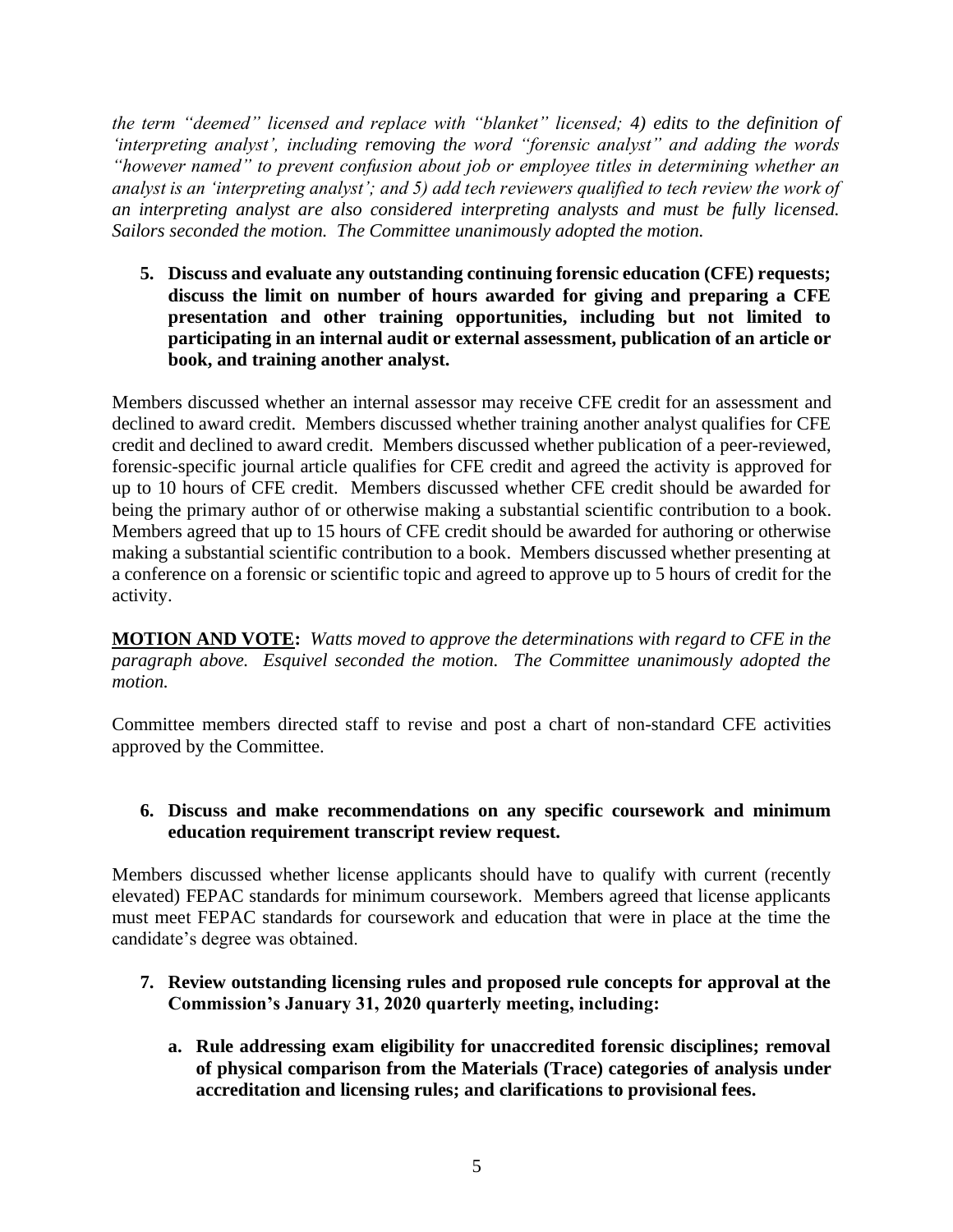*the term "deemed" licensed and replace with "blanket" licensed; 4) edits to the definition of 'interpreting analyst', including removing the word "forensic analyst" and adding the words "however named" to prevent confusion about job or employee titles in determining whether an analyst is an 'interpreting analyst'; and 5) add tech reviewers qualified to tech review the work of an interpreting analyst are also considered interpreting analysts and must be fully licensed. Sailors seconded the motion. The Committee unanimously adopted the motion.*

5. **Discuss and evaluate any outstanding continuing forensic education (CFE) requests; discuss the limit on number of hours awarded for giving and preparing a CFE presentation and other training opportunities, including but not limited to participating in an internal audit or external assessment, publication of an article or book, and training another analyst.**

Members discussed whether an internal assessor may receive CFE credit for an assessment and declined to award credit. Members discussed whether training another analyst qualifies for CFE credit and declined to award credit. Members discussed whether publication of a peer-reviewed, forensic-specific journal article qualifies for CFE credit and agreed the activity is approved for up to 10 hours of CFE credit. Members discussed whether CFE credit should be awarded for being the primary author of or otherwise making a substantial scientific contribution to a book. Members agreed that up to 15 hours of CFE credit should be awarded for authoring or otherwise making a substantial scientific contribution to a book. Members discussed whether presenting at a conference on a forensic or scientific topic and agreed to approve up to 5 hours of credit for the activity.

**MOTION AND VOTE:** *Watts moved to approve the determinations with regard to CFE in the paragraph above. Esquivel seconded the motion. The Committee unanimously adopted the motion.*

Committee members directed staff to revise and post a chart of non-standard CFE activities approved by the Committee.

6. **Discuss and make recommendations on any specific coursework and minimum education requirement transcript review request.**

Members discussed whether license applicants should have to qualify with current (recently elevated) FEPAC standards for minimum coursework. Members agreed that license applicants must meet FEPAC standards for coursework and education that were in place at the time the candidate's degree was obtained.

7. **Review outstanding licensing rules and proposed rule concepts for approval at the Commission's January 31, 2020 quarterly meeting, including:**

   a. **Rule addressing exam eligibility for unaccredited forensic disciplines; removal of physical comparison from the Materials (Trace) categories of analysis under accreditation and licensing rules; and clarifications to provisional fees.**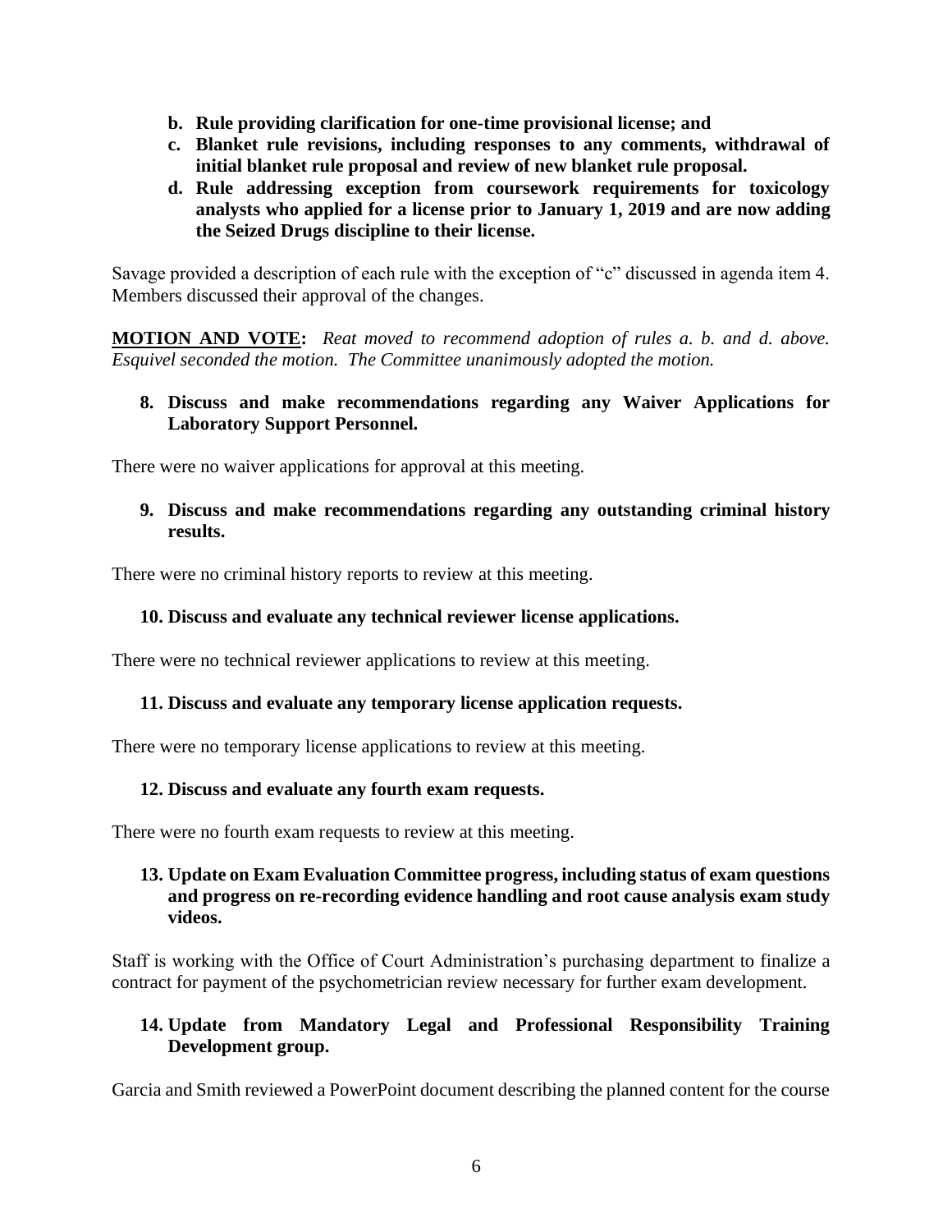b. **Rule providing clarification for one-time provisional license; and**
c. **Blanket rule revisions, including responses to any comments, withdrawal of initial blanket rule proposal and review of new blanket rule proposal.**
d. **Rule addressing exception from coursework requirements for toxicology analysts who applied for a license prior to January 1, 2019 and are now adding the Seized Drugs discipline to their license.**

Savage provided a description of each rule with the exception of "c" discussed in agenda item 4. Members discussed their approval of the changes.

**MOTION AND VOTE:** *Reat moved to recommend adoption of rules a. b. and d. above. Esquivel seconded the motion. The Committee unanimously adopted the motion.*

**8. Discuss and make recommendations regarding any Waiver Applications for Laboratory Support Personnel.**

There were no waiver applications for approval at this meeting.

**9. Discuss and make recommendations regarding any outstanding criminal history results.**

There were no criminal history reports to review at this meeting.

**10. Discuss and evaluate any technical reviewer license applications.**

There were no technical reviewer applications to review at this meeting.

**11. Discuss and evaluate any temporary license application requests.**

There were no temporary license applications to review at this meeting.

**12. Discuss and evaluate any fourth exam requests.**

There were no fourth exam requests to review at this meeting.

**13. Update on Exam Evaluation Committee progress, including status of exam questions and progress on re-recording evidence handling and root cause analysis exam study videos.**

Staff is working with the Office of Court Administration's purchasing department to finalize a contract for payment of the psychometrician review necessary for further exam development.

**14. Update from Mandatory Legal and Professional Responsibility Training Development group.**

Garcia and Smith reviewed a PowerPoint document describing the planned content for the course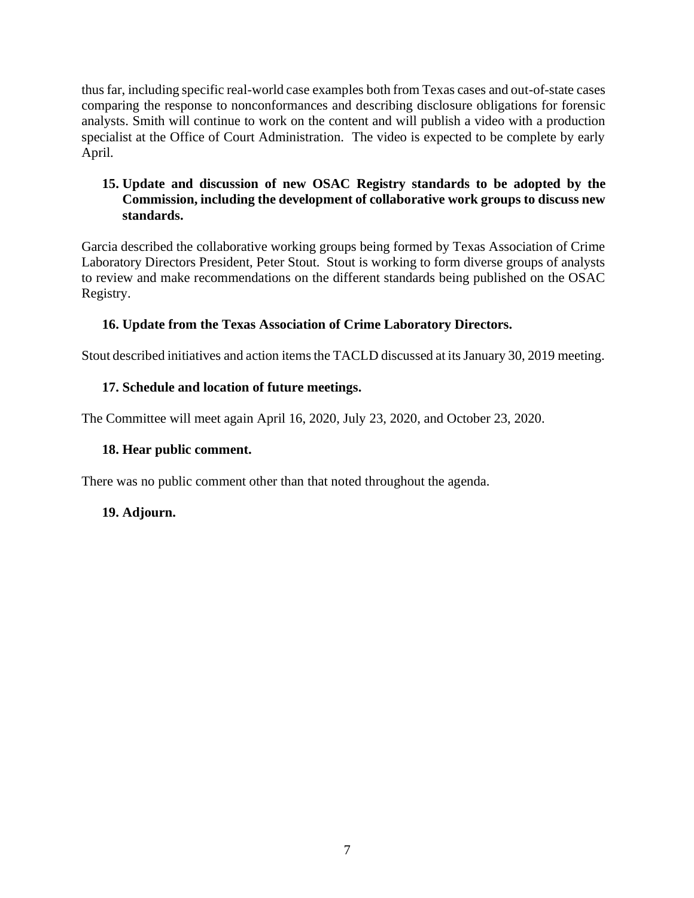thus far, including specific real-world case examples both from Texas cases and out-of-state cases comparing the response to nonconformances and describing disclosure obligations for forensic analysts. Smith will continue to work on the content and will publish a video with a production specialist at the Office of Court Administration. The video is expected to be complete by early April.

**15. Update and discussion of new OSAC Registry standards to be adopted by the Commission, including the development of collaborative work groups to discuss new standards.**

Garcia described the collaborative working groups being formed by Texas Association of Crime Laboratory Directors President, Peter Stout. Stout is working to form diverse groups of analysts to review and make recommendations on the different standards being published on the OSAC Registry.

**16. Update from the Texas Association of Crime Laboratory Directors.**

Stout described initiatives and action items the TACLD discussed at its January 30, 2019 meeting.

**17. Schedule and location of future meetings.**

The Committee will meet again April 16, 2020, July 23, 2020, and October 23, 2020.

**18. Hear public comment.**

There was no public comment other than that noted throughout the agenda.

**19. Adjourn.**